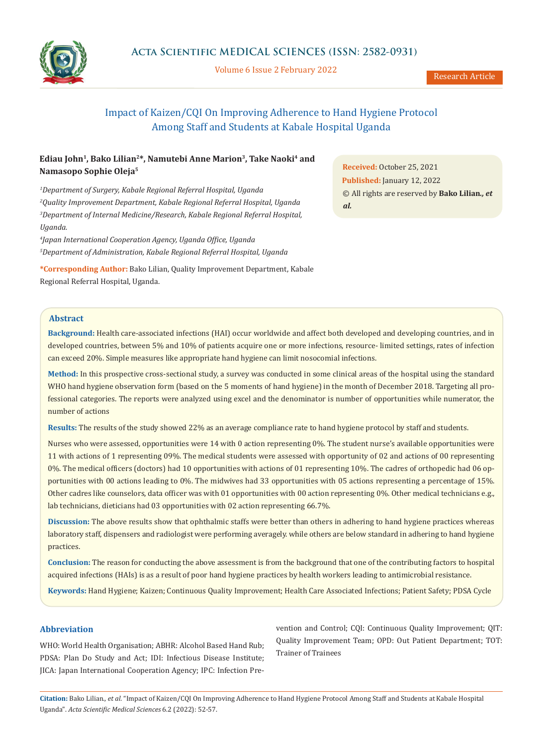# Impact of Kaizen/CQI On Improving Adherence to Hand Hygiene Protocol Among Staff and Students at Kabale Hospital Uganda

**Ediau John[1], Bako Lilian[2]*, Namutebi Anne Marion[3], Take Naoki[4] and Namasopo Sophie Oleja[5]**

[1]*Department of Surgery, Kabale Regional Referral Hospital, Uganda*
[2]*Quality Improvement Department, Kabale Regional Referral Hospital, Uganda*
[3]*Department of Internal Medicine/Research, Kabale Regional Referral Hospital, Uganda.*
[4]*Japan International Cooperation Agency, Uganda Office, Uganda*
[5]*Department of Administration, Kabale Regional Referral Hospital, Uganda*

***Corresponding Author:** Bako Lilian, Quality Improvement Department, Kabale Regional Referral Hospital, Uganda.

**Received:** October 25, 2021
**Published:** January 12, 2022
© All rights are reserved by **Bako Lilian., *et al.***

## Abstract

**Background:** Health care-associated infections (HAI) occur worldwide and affect both developed and developing countries, and in developed countries, between 5% and 10% of patients acquire one or more infections, resource- limited settings, rates of infection can exceed 20%. Simple measures like appropriate hand hygiene can limit nosocomial infections.

**Method:** In this prospective cross-sectional study, a survey was conducted in some clinical areas of the hospital using the standard WHO hand hygiene observation form (based on the 5 moments of hand hygiene) in the month of December 2018. Targeting all professional categories. The reports were analyzed using excel and the denominator is number of opportunities while numerator, the number of actions

**Results:** The results of the study showed 22% as an average compliance rate to hand hygiene protocol by staff and students.

Nurses who were assessed, opportunities were 14 with 0 action representing 0%. The student nurse's available opportunities were 11 with actions of 1 representing 09%. The medical students were assessed with opportunity of 02 and actions of 00 representing 0%. The medical officers (doctors) had 10 opportunities with actions of 01 representing 10%. The cadres of orthopedic had 06 opportunities with 00 actions leading to 0%. The midwives had 33 opportunities with 05 actions representing a percentage of 15%. Other cadres like counselors, data officer was with 01 opportunities with 00 action representing 0%. Other medical technicians e.g., lab technicians, dieticians had 03 opportunities with 02 action representing 66.7%.

**Discussion:** The above results show that ophthalmic staffs were better than others in adhering to hand hygiene practices whereas laboratory staff, dispensers and radiologist were performing averagely. while others are below standard in adhering to hand hygiene practices.

**Conclusion:** The reason for conducting the above assessment is from the background that one of the contributing factors to hospital acquired infections (HAIs) is as a result of poor hand hygiene practices by health workers leading to antimicrobial resistance.

**Keywords:** Hand Hygiene; Kaizen; Continuous Quality Improvement; Health Care Associated Infections; Patient Safety; PDSA Cycle

## Abbreviation

WHO: World Health Organisation; ABHR: Alcohol Based Hand Rub; PDSA: Plan Do Study and Act; IDI: Infectious Disease Institute; JICA: Japan International Cooperation Agency; IPC: Infection Prevention and Control; CQI: Continuous Quality Improvement; QIT: Quality Improvement Team; OPD: Out Patient Department; TOT: Trainer of Trainees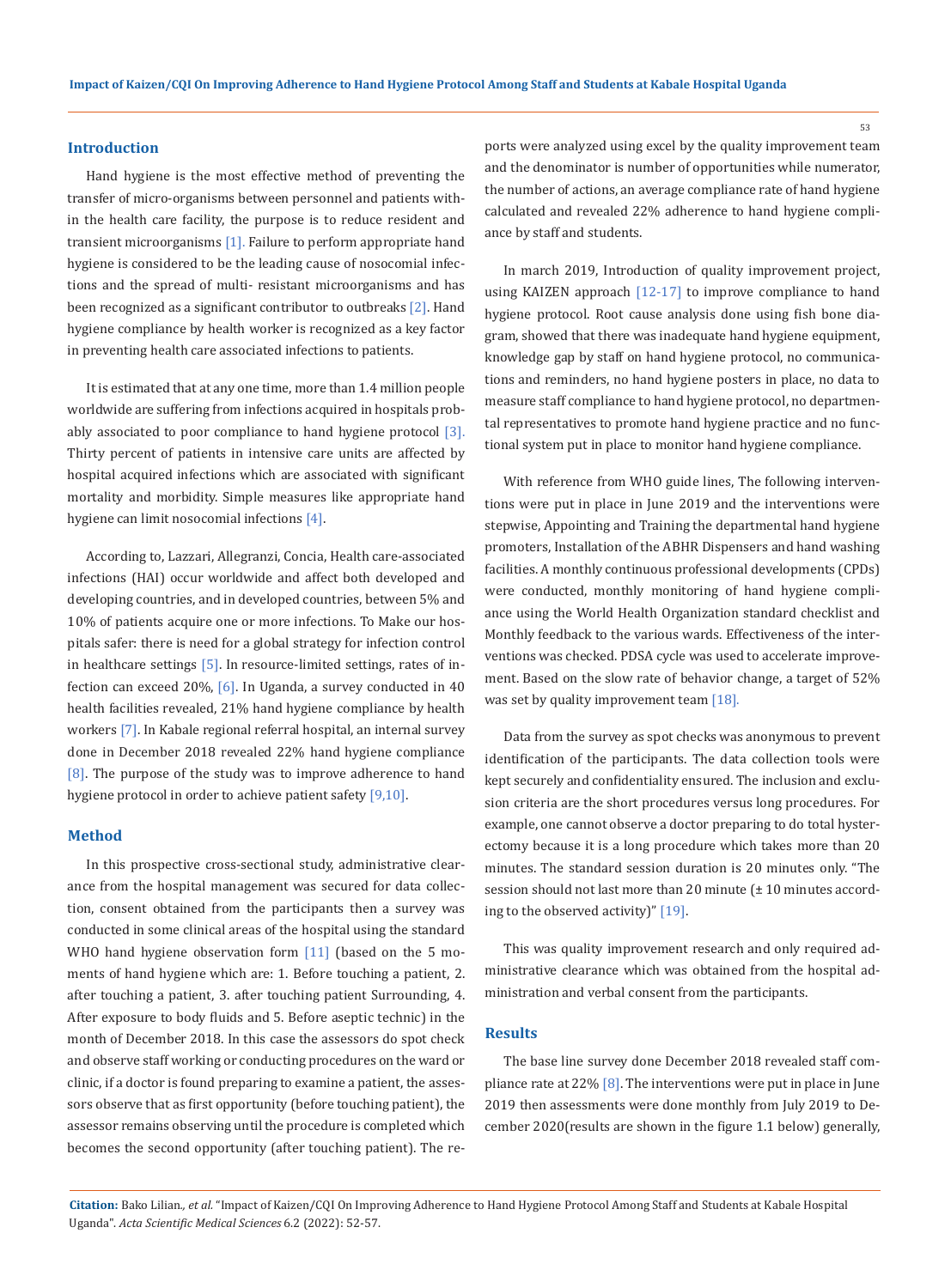## Introduction

Hand hygiene is the most effective method of preventing the transfer of micro-organisms between personnel and patients within the health care facility, the purpose is to reduce resident and transient microorganisms [1]. Failure to perform appropriate hand hygiene is considered to be the leading cause of nosocomial infections and the spread of multi- resistant microorganisms and has been recognized as a significant contributor to outbreaks [2]. Hand hygiene compliance by health worker is recognized as a key factor in preventing health care associated infections to patients.

It is estimated that at any one time, more than 1.4 million people worldwide are suffering from infections acquired in hospitals probably associated to poor compliance to hand hygiene protocol [3]. Thirty percent of patients in intensive care units are affected by hospital acquired infections which are associated with significant mortality and morbidity. Simple measures like appropriate hand hygiene can limit nosocomial infections [4].

According to, Lazzari, Allegranzi, Concia, Health care-associated infections (HAI) occur worldwide and affect both developed and developing countries, and in developed countries, between 5% and 10% of patients acquire one or more infections. To Make our hospitals safer: there is need for a global strategy for infection control in healthcare settings [5]. In resource-limited settings, rates of infection can exceed 20%, [6]. In Uganda, a survey conducted in 40 health facilities revealed, 21% hand hygiene compliance by health workers [7]. In Kabale regional referral hospital, an internal survey done in December 2018 revealed 22% hand hygiene compliance [8]. The purpose of the study was to improve adherence to hand hygiene protocol in order to achieve patient safety [9,10].

## Method

In this prospective cross-sectional study, administrative clearance from the hospital management was secured for data collection, consent obtained from the participants then a survey was conducted in some clinical areas of the hospital using the standard WHO hand hygiene observation form [11] (based on the 5 moments of hand hygiene which are: 1. Before touching a patient, 2. after touching a patient, 3. after touching patient Surrounding, 4. After exposure to body fluids and 5. Before aseptic technic) in the month of December 2018. In this case the assessors do spot check and observe staff working or conducting procedures on the ward or clinic, if a doctor is found preparing to examine a patient, the assessors observe that as first opportunity (before touching patient), the assessor remains observing until the procedure is completed which becomes the second opportunity (after touching patient). The reports were analyzed using excel by the quality improvement team and the denominator is number of opportunities while numerator, the number of actions, an average compliance rate of hand hygiene calculated and revealed 22% adherence to hand hygiene compliance by staff and students.

In march 2019, Introduction of quality improvement project, using KAIZEN approach [12-17] to improve compliance to hand hygiene protocol. Root cause analysis done using fish bone diagram, showed that there was inadequate hand hygiene equipment, knowledge gap by staff on hand hygiene protocol, no communications and reminders, no hand hygiene posters in place, no data to measure staff compliance to hand hygiene protocol, no departmental representatives to promote hand hygiene practice and no functional system put in place to monitor hand hygiene compliance.

With reference from WHO guide lines, The following interventions were put in place in June 2019 and the interventions were stepwise, Appointing and Training the departmental hand hygiene promoters, Installation of the ABHR Dispensers and hand washing facilities. A monthly continuous professional developments (CPDs) were conducted, monthly monitoring of hand hygiene compliance using the World Health Organization standard checklist and Monthly feedback to the various wards. Effectiveness of the interventions was checked. PDSA cycle was used to accelerate improvement. Based on the slow rate of behavior change, a target of 52% was set by quality improvement team [18].

Data from the survey as spot checks was anonymous to prevent identification of the participants. The data collection tools were kept securely and confidentiality ensured. The inclusion and exclusion criteria are the short procedures versus long procedures. For example, one cannot observe a doctor preparing to do total hysterectomy because it is a long procedure which takes more than 20 minutes. The standard session duration is 20 minutes only. "The session should not last more than 20 minute (± 10 minutes according to the observed activity)" [19].

This was quality improvement research and only required administrative clearance which was obtained from the hospital administration and verbal consent from the participants.

## Results

The base line survey done December 2018 revealed staff compliance rate at 22% [8]. The interventions were put in place in June 2019 then assessments were done monthly from July 2019 to December 2020(results are shown in the figure 1.1 below) generally,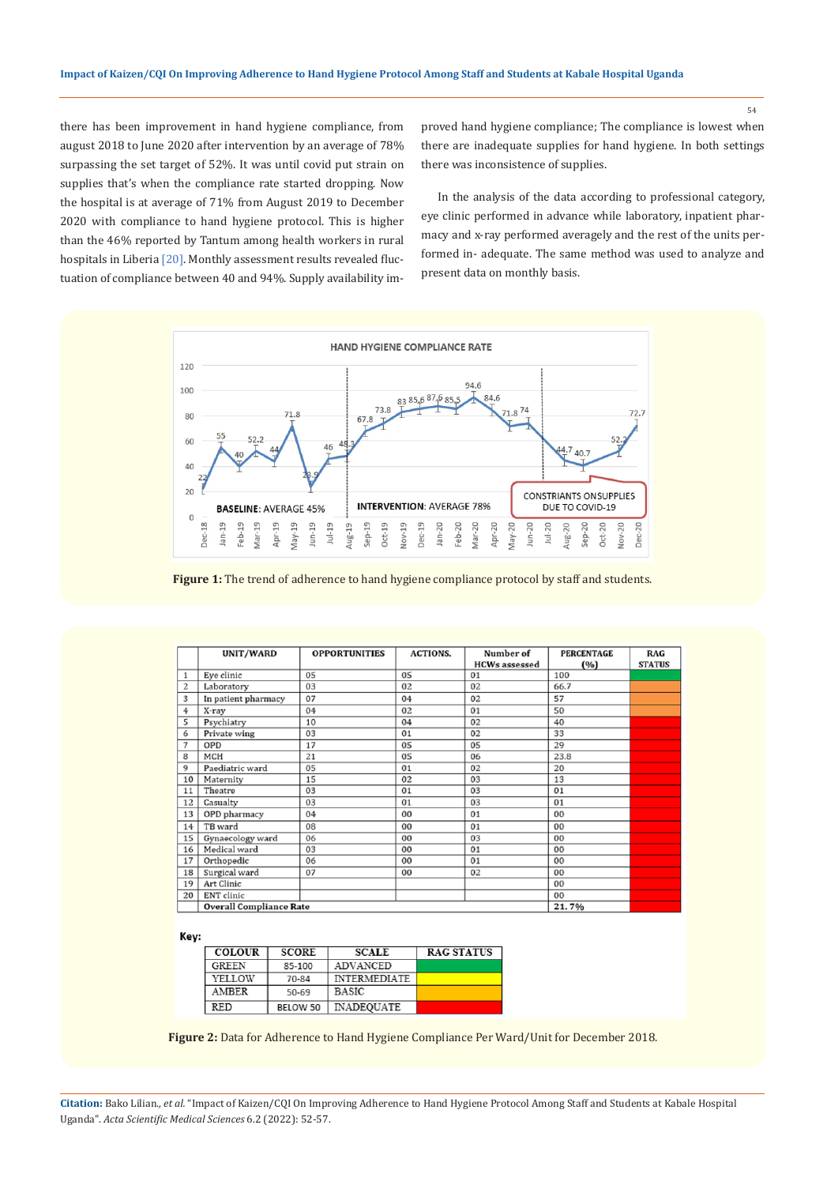there has been improvement in hand hygiene compliance, from august 2018 to June 2020 after intervention by an average of 78% surpassing the set target of 52%. It was until covid put strain on supplies that's when the compliance rate started dropping. Now the hospital is at average of 71% from August 2019 to December 2020 with compliance to hand hygiene protocol. This is higher than the 46% reported by Tantum among health workers in rural hospitals in Liberia [20]. Monthly assessment results revealed fluctuation of compliance between 40 and 94%. Supply availability improved hand hygiene compliance; The compliance is lowest when there are inadequate supplies for hand hygiene. In both settings there was inconsistence of supplies.

In the analysis of the data according to professional category, eye clinic performed in advance while laboratory, inpatient pharmacy and x-ray performed averagely and the rest of the units performed in- adequate. The same method was used to analyze and present data on monthly basis.

**Figure 1:** The trend of adherence to hand hygiene compliance protocol by staff and students.

| | UNIT/WARD | OPPORTUNITIES | ACTIONS. | Number of HCWs assessed | PERCENTAGE (%) | RAG STATUS |
|---|---|---|---|---|---|---|
| 1 | Eye clinic | 05 | 05 | 01 | 100 | |
| 2 | Laboratory | 03 | 02 | 02 | 66.7 | |
| 3 | In patient pharmacy | 07 | 04 | 02 | 57 | |
| 4 | X-ray | 04 | 02 | 01 | 50 | |
| 5 | Psychiatry | 10 | 04 | 02 | 40 | |
| 6 | Private wing | 03 | 01 | 02 | 33 | |
| 7 | OPD | 17 | 05 | 05 | 29 | |
| 8 | MCH | 21 | 05 | 06 | 23.8 | |
| 9 | Paediatric ward | 05 | 01 | 02 | 20 | |
| 10 | Maternity | 15 | 02 | 03 | 13 | |
| 11 | Theatre | 03 | 01 | 03 | 01 | |
| 12 | Casualty | 03 | 01 | 03 | 01 | |
| 13 | OPD pharmacy | 04 | 00 | 01 | 00 | |
| 14 | TB ward | 08 | 00 | 01 | 00 | |
| 15 | Gynaecology ward | 06 | 00 | 03 | 00 | |
| 16 | Medical ward | 03 | 00 | 01 | 00 | |
| 17 | Orthopedic | 06 | 00 | 01 | 00 | |
| 18 | Surgical ward | 07 | 00 | 02 | 00 | |
| 19 | Art Clinic | | | | 00 | |
| 20 | ENT clinic | | | | 00 | |
| | Overall Compliance Rate | | | | 21.7% | |

**Key:**

| COLOUR | SCORE | SCALE | RAG STATUS |
|---|---|---|---|
| GREEN | 85-100 | ADVANCED | |
| YELLOW | 70-84 | INTERMEDIATE | |
| AMBER | 50-69 | BASIC | |
| RED | BELOW 50 | INADEQUATE | |

**Figure 2:** Data for Adherence to Hand Hygiene Compliance Per Ward/Unit for December 2018.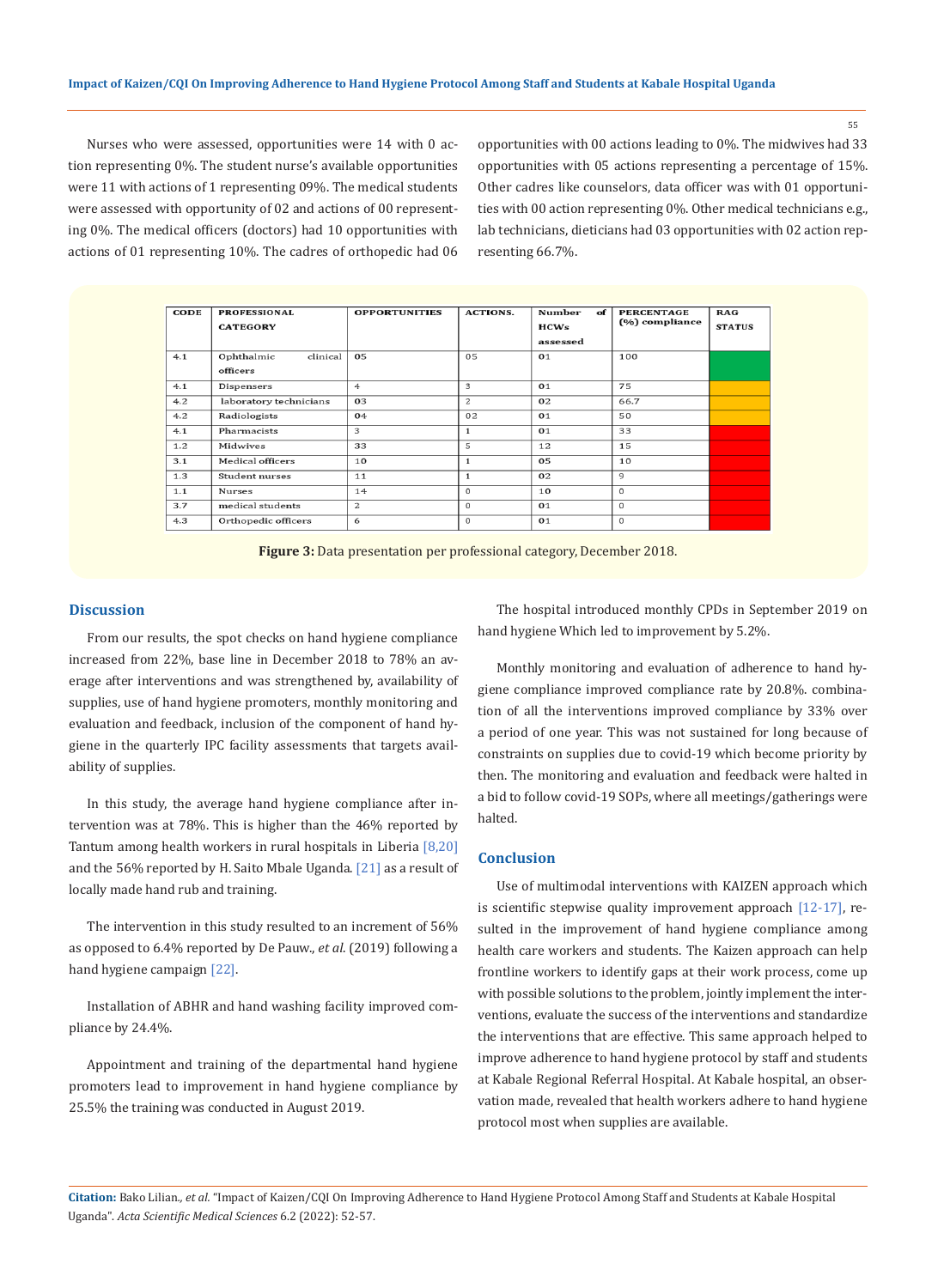Nurses who were assessed, opportunities were 14 with 0 action representing 0%. The student nurse's available opportunities were 11 with actions of 1 representing 09%. The medical students were assessed with opportunity of 02 and actions of 00 representing 0%. The medical officers (doctors) had 10 opportunities with actions of 01 representing 10%. The cadres of orthopedic had 06 opportunities with 00 actions leading to 0%. The midwives had 33 opportunities with 05 actions representing a percentage of 15%. Other cadres like counselors, data officer was with 01 opportunities with 00 action representing 0%. Other medical technicians e.g., lab technicians, dieticians had 03 opportunities with 02 action representing 66.7%.

| CODE | PROFESSIONAL CATEGORY | OPPORTUNITIES | ACTIONS. | Number of HCWs assessed | PERCENTAGE (%) compliance | RAG STATUS |
|---|---|---|---|---|---|---|
| 4.1 | Ophthalmic clinical officers | 05 | 05 | 01 | 100 | |
| 4.1 | Dispensers | 4 | 3 | 01 | 75 | |
| 4.2 | laboratory technicians | 03 | 2 | 02 | 66.7 | |
| 4.2 | Radiologists | 04 | 02 | 01 | 50 | |
| 4.1 | Pharmacists | 3 | 1 | 01 | 33 | |
| 1.2 | Midwives | 33 | 5 | 12 | 15 | |
| 3.1 | Medical officers | 10 | 1 | 05 | 10 | |
| 1.3 | Student nurses | 11 | 1 | 02 | 9 | |
| 1.1 | Nurses | 14 | 0 | 10 | 0 | |
| 3.7 | medical students | 2 | 0 | 01 | 0 | |
| 4.3 | Orthopedic officers | 6 | 0 | 01 | 0 | |

**Figure 3:** Data presentation per professional category, December 2018.

## Discussion

From our results, the spot checks on hand hygiene compliance increased from 22%, base line in December 2018 to 78% an average after interventions and was strengthened by, availability of supplies, use of hand hygiene promoters, monthly monitoring and evaluation and feedback, inclusion of the component of hand hygiene in the quarterly IPC facility assessments that targets availability of supplies.

In this study, the average hand hygiene compliance after intervention was at 78%. This is higher than the 46% reported by Tantum among health workers in rural hospitals in Liberia [8,20] and the 56% reported by H. Saito Mbale Uganda. [21] as a result of locally made hand rub and training.

The intervention in this study resulted to an increment of 56% as opposed to 6.4% reported by De Pauw., *et al.* (2019) following a hand hygiene campaign [22].

Installation of ABHR and hand washing facility improved compliance by 24.4%.

Appointment and training of the departmental hand hygiene promoters lead to improvement in hand hygiene compliance by 25.5% the training was conducted in August 2019.

The hospital introduced monthly CPDs in September 2019 on hand hygiene Which led to improvement by 5.2%.

Monthly monitoring and evaluation of adherence to hand hygiene compliance improved compliance rate by 20.8%. combination of all the interventions improved compliance by 33% over a period of one year. This was not sustained for long because of constraints on supplies due to covid-19 which become priority by then. The monitoring and evaluation and feedback were halted in a bid to follow covid-19 SOPs, where all meetings/gatherings were halted.

## Conclusion

Use of multimodal interventions with KAIZEN approach which is scientific stepwise quality improvement approach [12-17], resulted in the improvement of hand hygiene compliance among health care workers and students. The Kaizen approach can help frontline workers to identify gaps at their work process, come up with possible solutions to the problem, jointly implement the interventions, evaluate the success of the interventions and standardize the interventions that are effective. This same approach helped to improve adherence to hand hygiene protocol by staff and students at Kabale Regional Referral Hospital. At Kabale hospital, an observation made, revealed that health workers adhere to hand hygiene protocol most when supplies are available.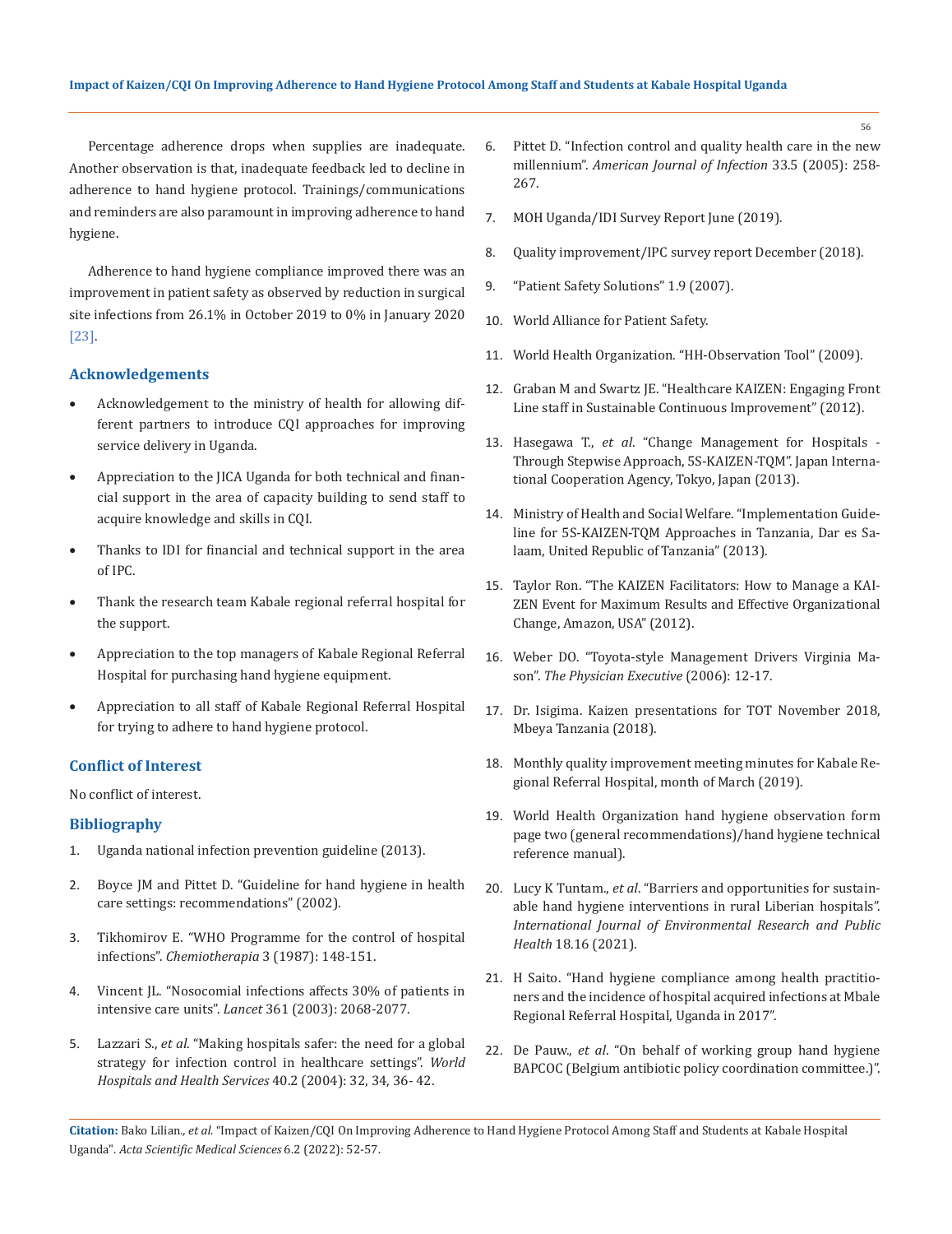Percentage adherence drops when supplies are inadequate. Another observation is that, inadequate feedback led to decline in adherence to hand hygiene protocol. Trainings/communications and reminders are also paramount in improving adherence to hand hygiene.

Adherence to hand hygiene compliance improved there was an improvement in patient safety as observed by reduction in surgical site infections from 26.1% in October 2019 to 0% in January 2020 [23].

## Acknowledgements

- Acknowledgement to the ministry of health for allowing different partners to introduce CQI approaches for improving service delivery in Uganda.
- Appreciation to the JICA Uganda for both technical and financial support in the area of capacity building to send staff to acquire knowledge and skills in CQI.
- Thanks to IDI for financial and technical support in the area of IPC.
- Thank the research team Kabale regional referral hospital for the support.
- Appreciation to the top managers of Kabale Regional Referral Hospital for purchasing hand hygiene equipment.
- Appreciation to all staff of Kabale Regional Referral Hospital for trying to adhere to hand hygiene protocol.

## Conflict of Interest

No conflict of interest.

## Bibliography

1. Uganda national infection prevention guideline (2013).
2. Boyce JM and Pittet D. "Guideline for hand hygiene in health care settings: recommendations" (2002).
3. Tikhomirov E. "WHO Programme for the control of hospital infections". *Chemiotherapia* 3 (1987): 148-151.
4. Vincent JL. "Nosocomial infections affects 30% of patients in intensive care units". *Lancet* 361 (2003): 2068-2077.
5. Lazzari S., *et al*. "Making hospitals safer: the need for a global strategy for infection control in healthcare settings". *World Hospitals and Health Services* 40.2 (2004): 32, 34, 36- 42.
6. Pittet D. "Infection control and quality health care in the new millennium". *American Journal of Infection* 33.5 (2005): 258-267.
7. MOH Uganda/IDI Survey Report June (2019).
8. Quality improvement/IPC survey report December (2018).
9. "Patient Safety Solutions" 1.9 (2007).
10. World Alliance for Patient Safety.
11. World Health Organization. "HH-Observation Tool" (2009).
12. Graban M and Swartz JE. "Healthcare KAIZEN: Engaging Front Line staff in Sustainable Continuous Improvement" (2012).
13. Hasegawa T., *et al*. "Change Management for Hospitals - Through Stepwise Approach, 5S-KAIZEN-TQM". Japan International Cooperation Agency, Tokyo, Japan (2013).
14. Ministry of Health and Social Welfare. "Implementation Guideline for 5S-KAIZEN-TQM Approaches in Tanzania, Dar es Salaam, United Republic of Tanzania" (2013).
15. Taylor Ron. "The KAIZEN Facilitators: How to Manage a KAIZEN Event for Maximum Results and Effective Organizational Change, Amazon, USA" (2012).
16. Weber DO. "Toyota-style Management Drivers Virginia Mason". *The Physician Executive* (2006): 12-17.
17. Dr. Isigima. Kaizen presentations for TOT November 2018, Mbeya Tanzania (2018).
18. Monthly quality improvement meeting minutes for Kabale Regional Referral Hospital, month of March (2019).
19. World Health Organization hand hygiene observation form page two (general recommendations)/hand hygiene technical reference manual).
20. Lucy K Tuntam., *et al*. "Barriers and opportunities for sustainable hand hygiene interventions in rural Liberian hospitals". *International Journal of Environmental Research and Public Health* 18.16 (2021).
21. H Saito. "Hand hygiene compliance among health practitioners and the incidence of hospital acquired infections at Mbale Regional Referral Hospital, Uganda in 2017".
22. De Pauw., *et al*. "On behalf of working group hand hygiene BAPCOC (Belgium antibiotic policy coordination committee.)".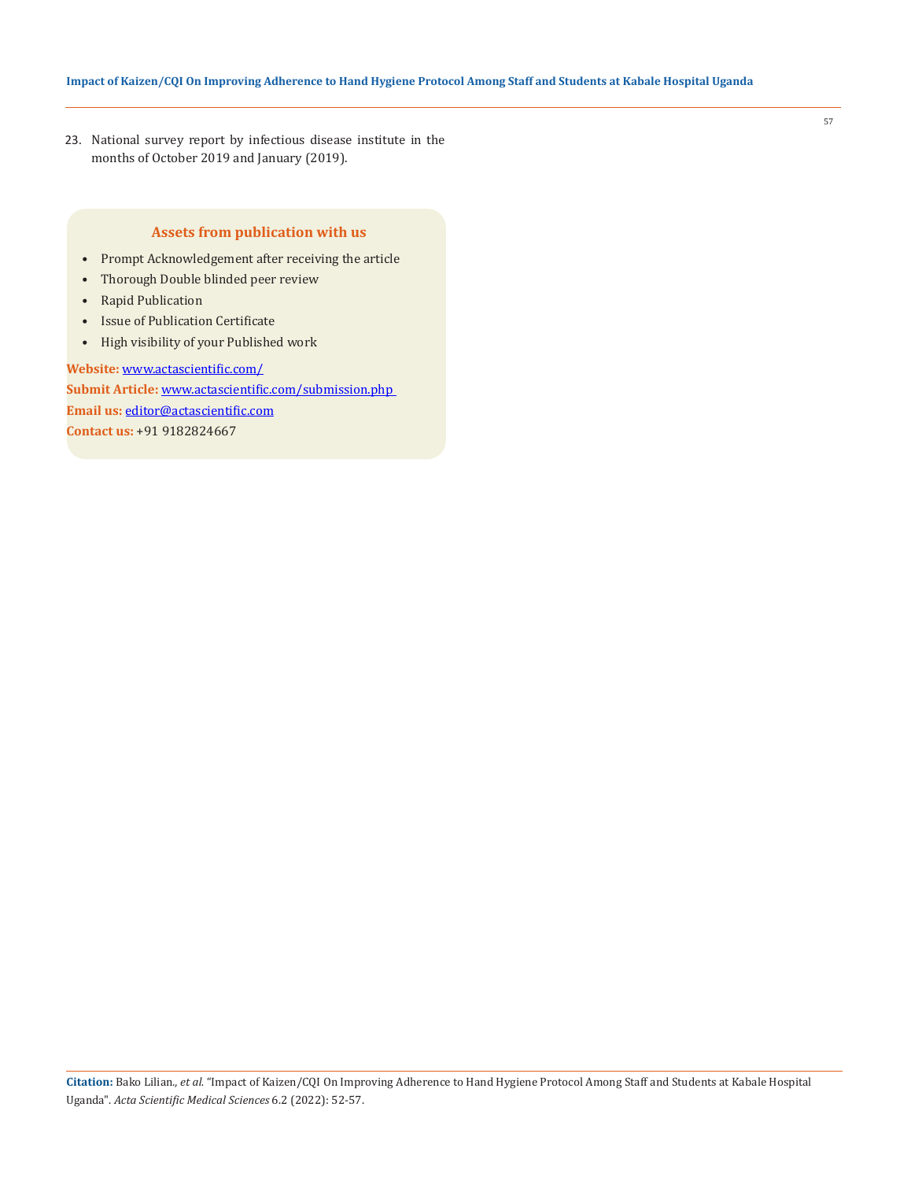23. National survey report by infectious disease institute in the months of October 2019 and January (2019).

**Assets from publication with us**

- Prompt Acknowledgement after receiving the article
- Thorough Double blinded peer review
- Rapid Publication
- Issue of Publication Certificate
- High visibility of your Published work

**Website:** www.actascientific.com/

**Submit Article:** www.actascientific.com/submission.php

**Email us:** editor@actascientific.com

**Contact us:** +91 9182824667